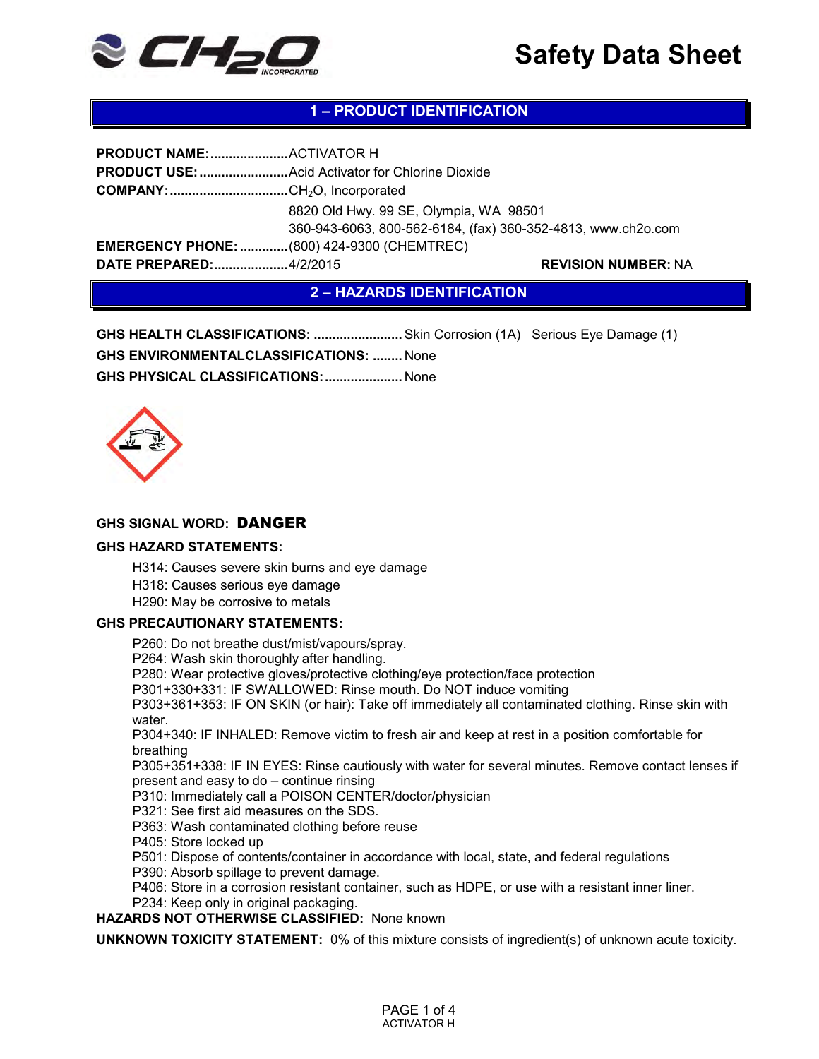# Safety Data Sheet

## 1 – PRODUCT IDENTIFICATION

**PRODUCT NAME:**.....................ACTIVATOR H

**PRODUCT USE:**........................Acid Activator for Chlorine Dioxide

**COMPANY:**................................$CH_2O$, Incorporated

8820 Old Hwy. 99 SE, Olympia, WA 98501

360-943-6063, 800-562-6184, (fax) 360-352-4813, www.ch2o.com

**EMERGENCY PHONE:**.............(800) 424-9300 (CHEMTREC)

**DATE PREPARED:**....................4/2/2015 **REVISION NUMBER:** NA

## 2 – HAZARDS IDENTIFICATION

**GHS HEALTH CLASSIFICATIONS:** ........................Skin Corrosion (1A) Serious Eye Damage (1)

**GHS ENVIRONMENTALCLASSIFICATIONS:** ........None

**GHS PHYSICAL CLASSIFICATIONS:**.....................None

**GHS SIGNAL WORD: DANGER**

**GHS HAZARD STATEMENTS:**

- H314: Causes severe skin burns and eye damage
- H318: Causes serious eye damage
- H290: May be corrosive to metals

**GHS PRECAUTIONARY STATEMENTS:**

- P260: Do not breathe dust/mist/vapours/spray.
- P264: Wash skin thoroughly after handling.
- P280: Wear protective gloves/protective clothing/eye protection/face protection
- P301+330+331: IF SWALLOWED: Rinse mouth. Do NOT induce vomiting
- P303+361+353: IF ON SKIN (or hair): Take off immediately all contaminated clothing. Rinse skin with water.
- P304+340: IF INHALED: Remove victim to fresh air and keep at rest in a position comfortable for breathing
- P305+351+338: IF IN EYES: Rinse cautiously with water for several minutes. Remove contact lenses if present and easy to do – continue rinsing
- P310: Immediately call a POISON CENTER/doctor/physician
- P321: See first aid measures on the SDS.
- P363: Wash contaminated clothing before reuse
- P405: Store locked up
- P501: Dispose of contents/container in accordance with local, state, and federal regulations
- P390: Absorb spillage to prevent damage.
- P406: Store in a corrosion resistant container, such as HDPE, or use with a resistant inner liner.
- P234: Keep only in original packaging.

**HAZARDS NOT OTHERWISE CLASSIFIED:** None known

**UNKNOWN TOXICITY STATEMENT:** 0% of this mixture consists of ingredient(s) of unknown acute toxicity.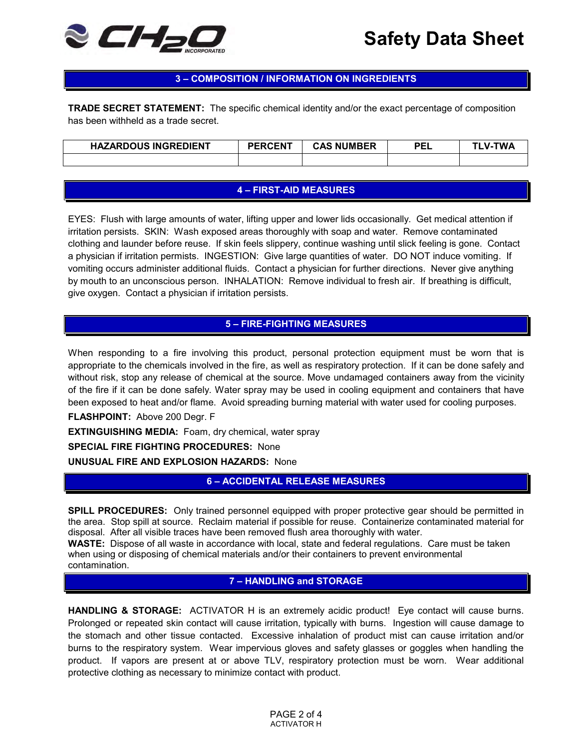## 3 – COMPOSITION / INFORMATION ON INGREDIENTS

**TRADE SECRET STATEMENT:** The specific chemical identity and/or the exact percentage of composition has been withheld as a trade secret.

| HAZARDOUS INGREDIENT | PERCENT | CAS NUMBER | PEL | TLV-TWA |
|---|---|---|---|---|
| | | | | |

## 4 – FIRST-AID MEASURES

EYES: Flush with large amounts of water, lifting upper and lower lids occasionally. Get medical attention if irritation persists. SKIN: Wash exposed areas thoroughly with soap and water. Remove contaminated clothing and launder before reuse. If skin feels slippery, continue washing until slick feeling is gone. Contact a physician if irritation permits. INGESTION: Give large quantities of water. DO NOT induce vomiting. If vomiting occurs administer additional fluids. Contact a physician for further directions. Never give anything by mouth to an unconscious person. INHALATION: Remove individual to fresh air. If breathing is difficult, give oxygen. Contact a physician if irritation persists.

## 5 – FIRE-FIGHTING MEASURES

When responding to a fire involving this product, personal protection equipment must be worn that is appropriate to the chemicals involved in the fire, as well as respiratory protection. If it can be done safely and without risk, stop any release of chemical at the source. Move undamaged containers away from the vicinity of the fire if it can be done safely. Water spray may be used in cooling equipment and containers that have been exposed to heat and/or flame. Avoid spreading burning material with water used for cooling purposes.

**FLASHPOINT:** Above 200 Degr. F

**EXTINGUISHING MEDIA:** Foam, dry chemical, water spray

**SPECIAL FIRE FIGHTING PROCEDURES:** None

**UNUSUAL FIRE AND EXPLOSION HAZARDS:** None

## 6 – ACCIDENTAL RELEASE MEASURES

**SPILL PROCEDURES:** Only trained personnel equipped with proper protective gear should be permitted in the area. Stop spill at source. Reclaim material if possible for reuse. Containerize contaminated material for disposal. After all visible traces have been removed flush area thoroughly with water.

**WASTE:** Dispose of all waste in accordance with local, state and federal regulations. Care must be taken when using or disposing of chemical materials and/or their containers to prevent environmental contamination.

## 7 – HANDLING and STORAGE

**HANDLING & STORAGE:** ACTIVATOR H is an extremely acidic product! Eye contact will cause burns. Prolonged or repeated skin contact will cause irritation, typically with burns. Ingestion will cause damage to the stomach and other tissue contacted. Excessive inhalation of product mist can cause irritation and/or burns to the respiratory system. Wear impervious gloves and safety glasses or goggles when handling the product. If vapors are present at or above TLV, respiratory protection must be worn. Wear additional protective clothing as necessary to minimize contact with product.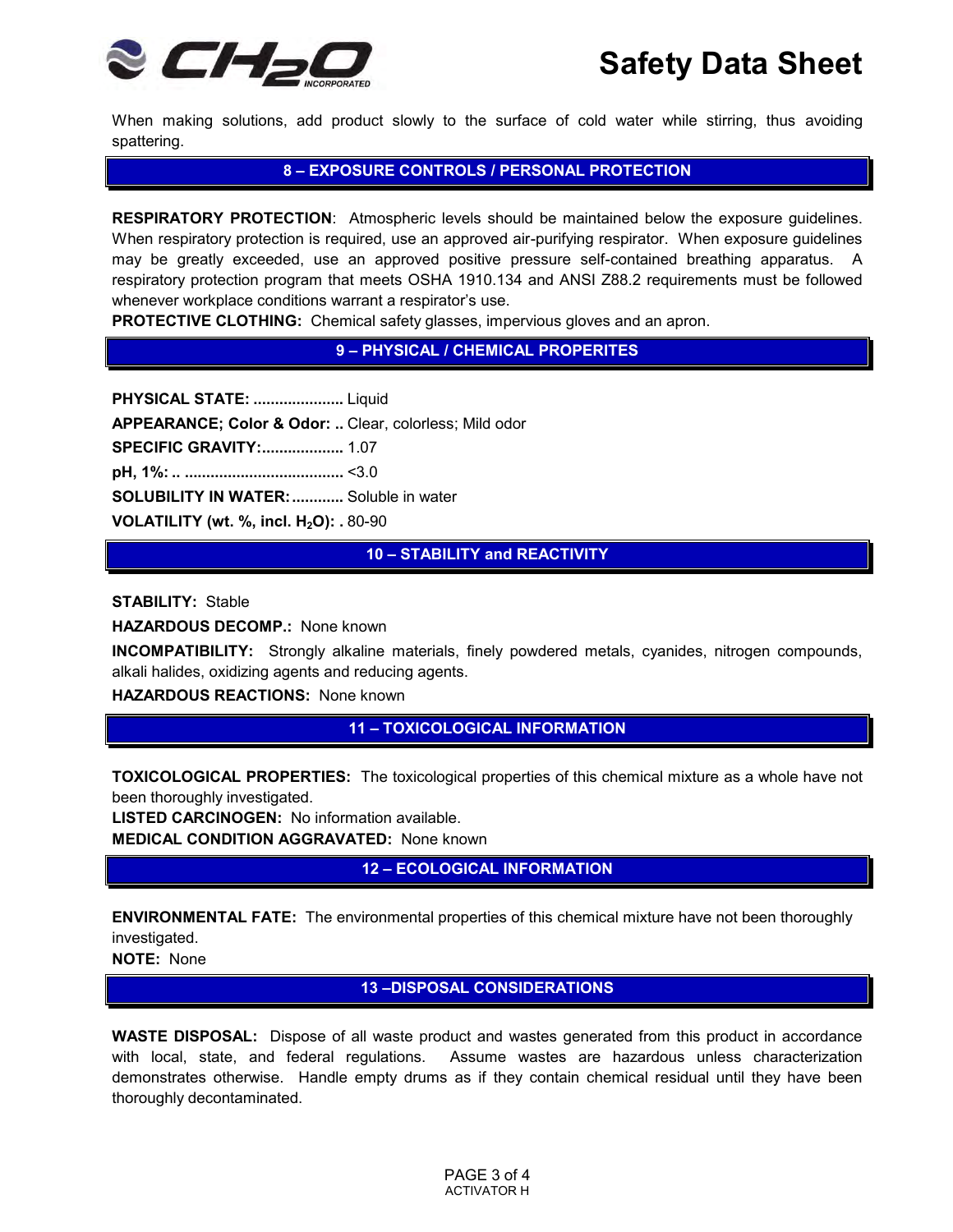When making solutions, add product slowly to the surface of cold water while stirring, thus avoiding spattering.

## 8 – EXPOSURE CONTROLS / PERSONAL PROTECTION

**RESPIRATORY PROTECTION**: Atmospheric levels should be maintained below the exposure guidelines. When respiratory protection is required, use an approved air-purifying respirator. When exposure guidelines may be greatly exceeded, use an approved positive pressure self-contained breathing apparatus. A respiratory protection program that meets OSHA 1910.134 and ANSI Z88.2 requirements must be followed whenever workplace conditions warrant a respirator's use.

**PROTECTIVE CLOTHING:** Chemical safety glasses, impervious gloves and an apron.

## 9 – PHYSICAL / CHEMICAL PROPERITES

**PHYSICAL STATE: ....................** Liquid

**APPEARANCE; Color & Odor: ..** Clear, colorless; Mild odor

**SPECIFIC GRAVITY:...................** 1.07

**pH, 1%: .. ....................................** <3.0

**SOLUBILITY IN WATER:............** Soluble in water

**VOLATILITY (wt. %, incl. $H_2O$): .** 80-90

## 10 – STABILITY and REACTIVITY

**STABILITY:** Stable

**HAZARDOUS DECOMP.:** None known

**INCOMPATIBILITY:** Strongly alkaline materials, finely powdered metals, cyanides, nitrogen compounds, alkali halides, oxidizing agents and reducing agents.

**HAZARDOUS REACTIONS:** None known

## 11 – TOXICOLOGICAL INFORMATION

**TOXICOLOGICAL PROPERTIES:** The toxicological properties of this chemical mixture as a whole have not been thoroughly investigated.

**LISTED CARCINOGEN:** No information available.

**MEDICAL CONDITION AGGRAVATED:** None known

## 12 – ECOLOGICAL INFORMATION

**ENVIRONMENTAL FATE:** The environmental properties of this chemical mixture have not been thoroughly investigated.

**NOTE:** None

## 13 –DISPOSAL CONSIDERATIONS

**WASTE DISPOSAL:** Dispose of all waste product and wastes generated from this product in accordance with local, state, and federal regulations. Assume wastes are hazardous unless characterization demonstrates otherwise. Handle empty drums as if they contain chemical residual until they have been thoroughly decontaminated.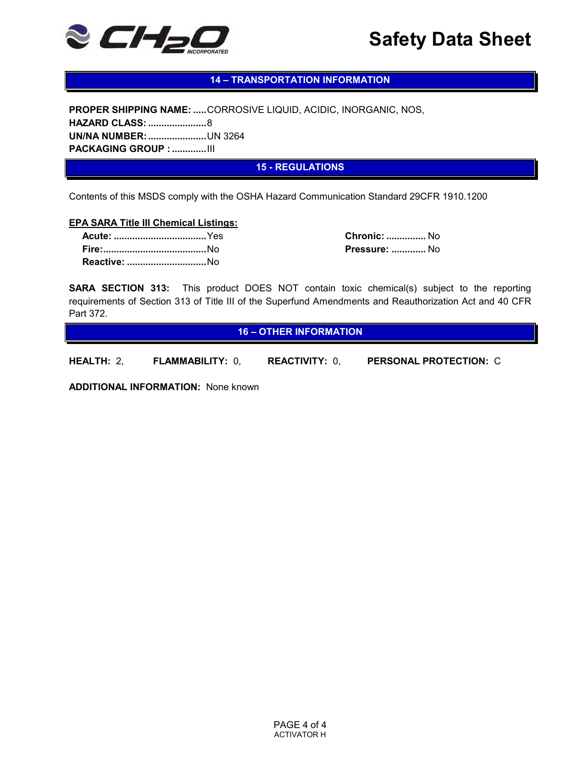## 14 – TRANSPORTATION INFORMATION

**PROPER SHIPPING NAME:** .....CORROSIVE LIQUID, ACIDIC, INORGANIC, NOS,
**HAZARD CLASS:** ......................8
**UN/NA NUMBER:** ......................UN 3264
**PACKAGING GROUP :** ............III

## 15 - REGULATIONS

Contents of this MSDS comply with the OSHA Hazard Communication Standard 29CFR 1910.1200

**EPA SARA Title III Chemical Listings:**

**Acute:** ..................................Yes
**Fire:**......................................No
**Reactive:** .............................No
**Chronic:** ............... No
**Pressure:** ............. No

**SARA SECTION 313:** This product DOES NOT contain toxic chemical(s) subject to the reporting requirements of Section 313 of Title III of the Superfund Amendments and Reauthorization Act and 40 CFR Part 372.

## 16 – OTHER INFORMATION

**HEALTH:** 2, **FLAMMABILITY:** 0, **REACTIVITY:** 0, **PERSONAL PROTECTION:** C

**ADDITIONAL INFORMATION:** None known